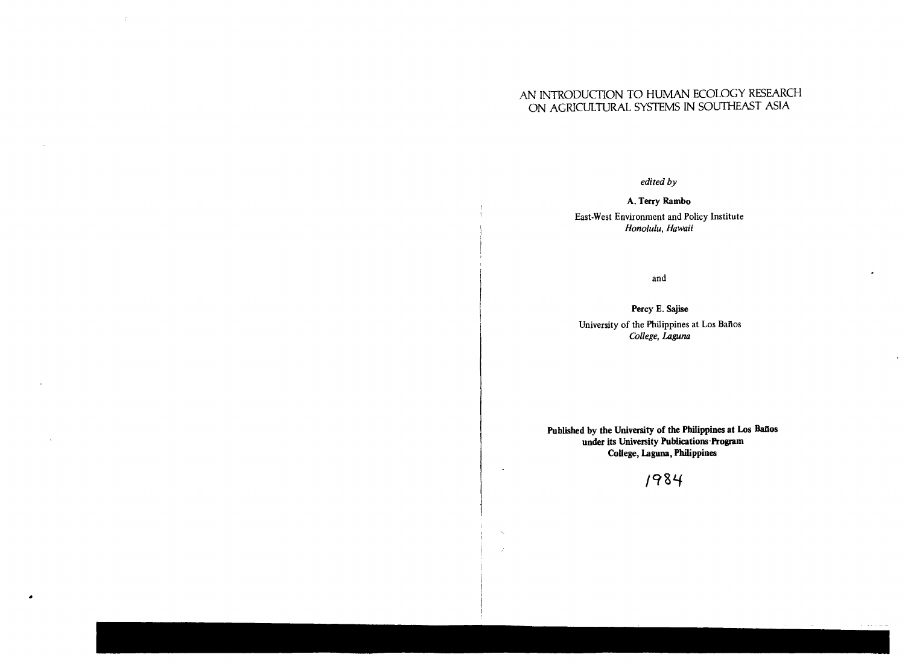# AN INTRODUCTION TO HUMAN ECOLOGY RESEARCH ON AGRICULTURAL SYSTEMS IN SOUTHEAST ASIA

*edited by*

**A. Terry Rambo**

East-West Environment and Policy Institute
*Honolulu, Hawaii*

and

**Percy E. Sajise**

University of the Philippines at Los Baños
*College, Laguna*

**Published by the University of the Philippines at Los Baños under its University Publications Program College, Laguna, Philippines**

1984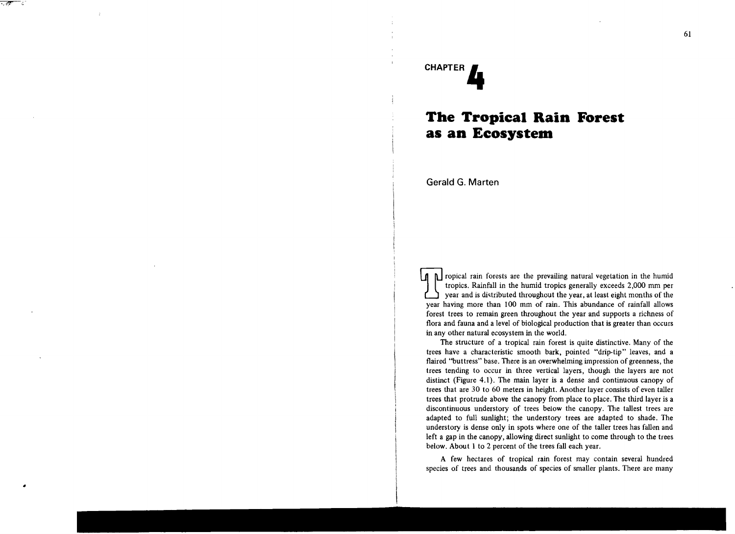CHAPTER 4

# The Tropical Rain Forest as an Ecosystem

Gerald G. Marten

Tropical rain forests are the prevailing natural vegetation in the humid tropics. Rainfall in the humid tropics generally exceeds 2,000 mm per year and is distributed throughout the year, at least eight months of the year having more than 100 mm of rain. This abundance of rainfall allows forest trees to remain green throughout the year and supports a richness of flora and fauna and a level of biological production that is greater than occurs in any other natural ecosystem in the world.

The structure of a tropical rain forest is quite distinctive. Many of the trees have a characteristic smooth bark, pointed "drip-tip" leaves, and a flaired "buttress" base. There is an overwhelming impression of greenness, the trees tending to occur in three vertical layers, though the layers are not distinct (Figure 4.1). The main layer is a dense and continuous canopy of trees that are 30 to 60 meters in height. Another layer consists of even taller trees that protrude above the canopy from place to place. The third layer is a discontinuous understory of trees below the canopy. The tallest trees are adapted to full sunlight; the understory trees are adapted to shade. The understory is dense only in spots where one of the taller trees has fallen and left a gap in the canopy, allowing direct sunlight to come through to the trees below. About 1 to 2 percent of the trees fall each year.

A few hectares of tropical rain forest may contain several hundred species of trees and thousands of species of smaller plants. There are many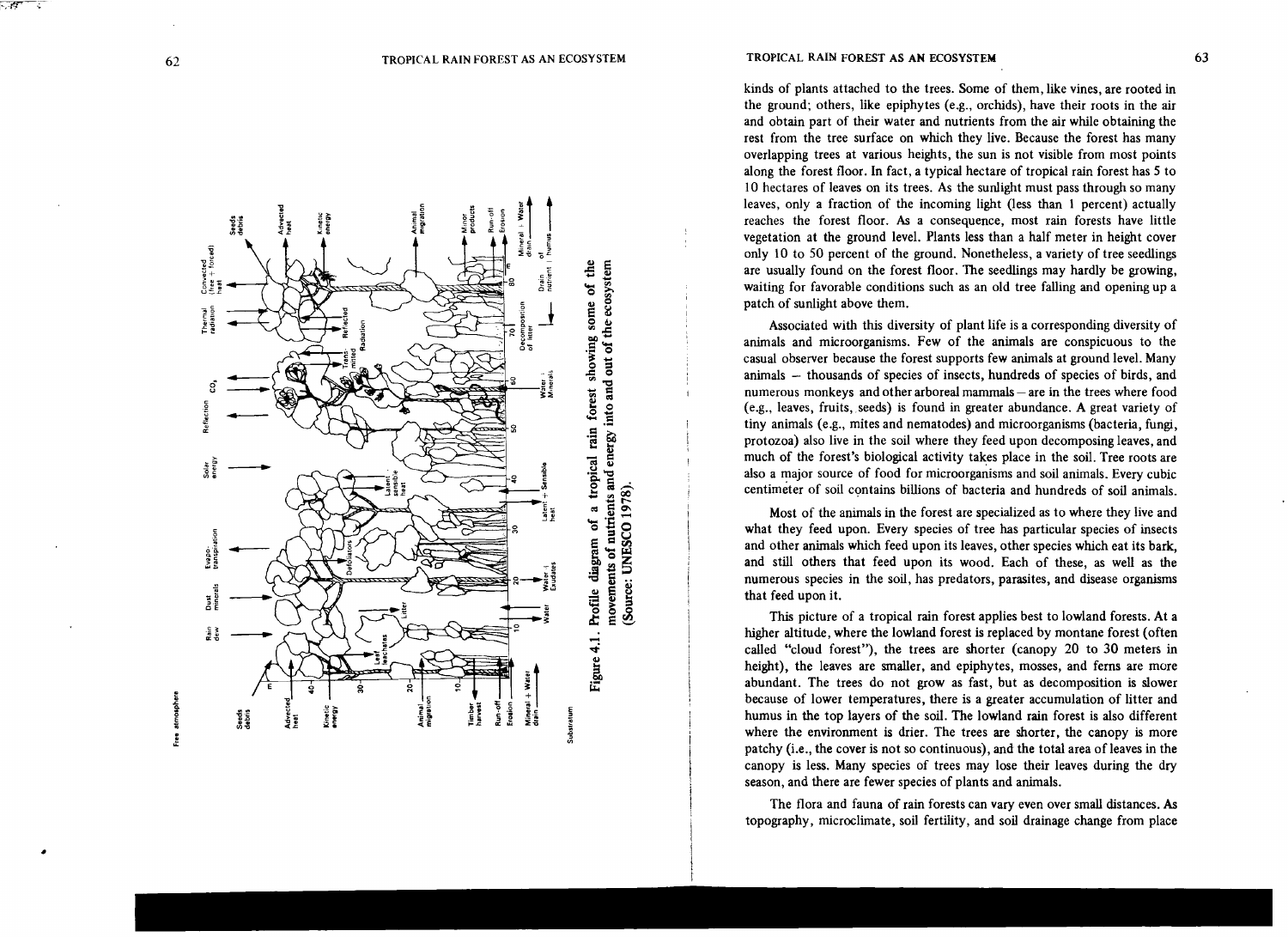Figure 4.1. Profile diagram of a tropical rain forest showing some of the movements of nutrients and energy into and out of the ecosystem (Source: UNESCO 1978).

kinds of plants attached to the trees. Some of them, like vines, are rooted in the ground; others, like epiphytes (e.g., orchids), have their roots in the air and obtain part of their water and nutrients from the air while obtaining the rest from the tree surface on which they live. Because the forest has many overlapping trees at various heights, the sun is not visible from most points along the forest floor. In fact, a typical hectare of tropical rain forest has 5 to 10 hectares of leaves on its trees. As the sunlight must pass through so many leaves, only a fraction of the incoming light (less than 1 percent) actually reaches the forest floor. As a consequence, most rain forests have little vegetation at the ground level. Plants less than a half meter in height cover only 10 to 50 percent of the ground. Nonetheless, a variety of tree seedlings are usually found on the forest floor. The seedlings may hardly be growing, waiting for favorable conditions such as an old tree falling and opening up a patch of sunlight above them.

Associated with this diversity of plant life is a corresponding diversity of animals and microorganisms. Few of the animals are conspicuous to the casual observer because the forest supports few animals at ground level. Many animals – thousands of species of insects, hundreds of species of birds, and numerous monkeys and other arboreal mammals – are in the trees where food (e.g., leaves, fruits, seeds) is found in greater abundance. A great variety of tiny animals (e.g., mites and nematodes) and microorganisms (bacteria, fungi, protozoa) also live in the soil where they feed upon decomposing leaves, and much of the forest's biological activity takes place in the soil. Tree roots are also a major source of food for microorganisms and soil animals. Every cubic centimeter of soil contains billions of bacteria and hundreds of soil animals.

Most of the animals in the forest are specialized as to where they live and what they feed upon. Every species of tree has particular species of insects and other animals which feed upon its leaves, other species which eat its bark, and still others that feed upon its wood. Each of these, as well as the numerous species in the soil, has predators, parasites, and disease organisms that feed upon it.

This picture of a tropical rain forest applies best to lowland forests. At a higher altitude, where the lowland forest is replaced by montane forest (often called "cloud forest"), the trees are shorter (canopy 20 to 30 meters in height), the leaves are smaller, and epiphytes, mosses, and ferns are more abundant. The trees do not grow as fast, but as decomposition is slower because of lower temperatures, there is a greater accumulation of litter and humus in the top layers of the soil. The lowland rain forest is also different where the environment is drier. The trees are shorter, the canopy is more patchy (i.e., the cover is not so continuous), and the total area of leaves in the canopy is less. Many species of trees may lose their leaves during the dry season, and there are fewer species of plants and animals.

The flora and fauna of rain forests can vary even over small distances. As topography, microclimate, soil fertility, and soil drainage change from place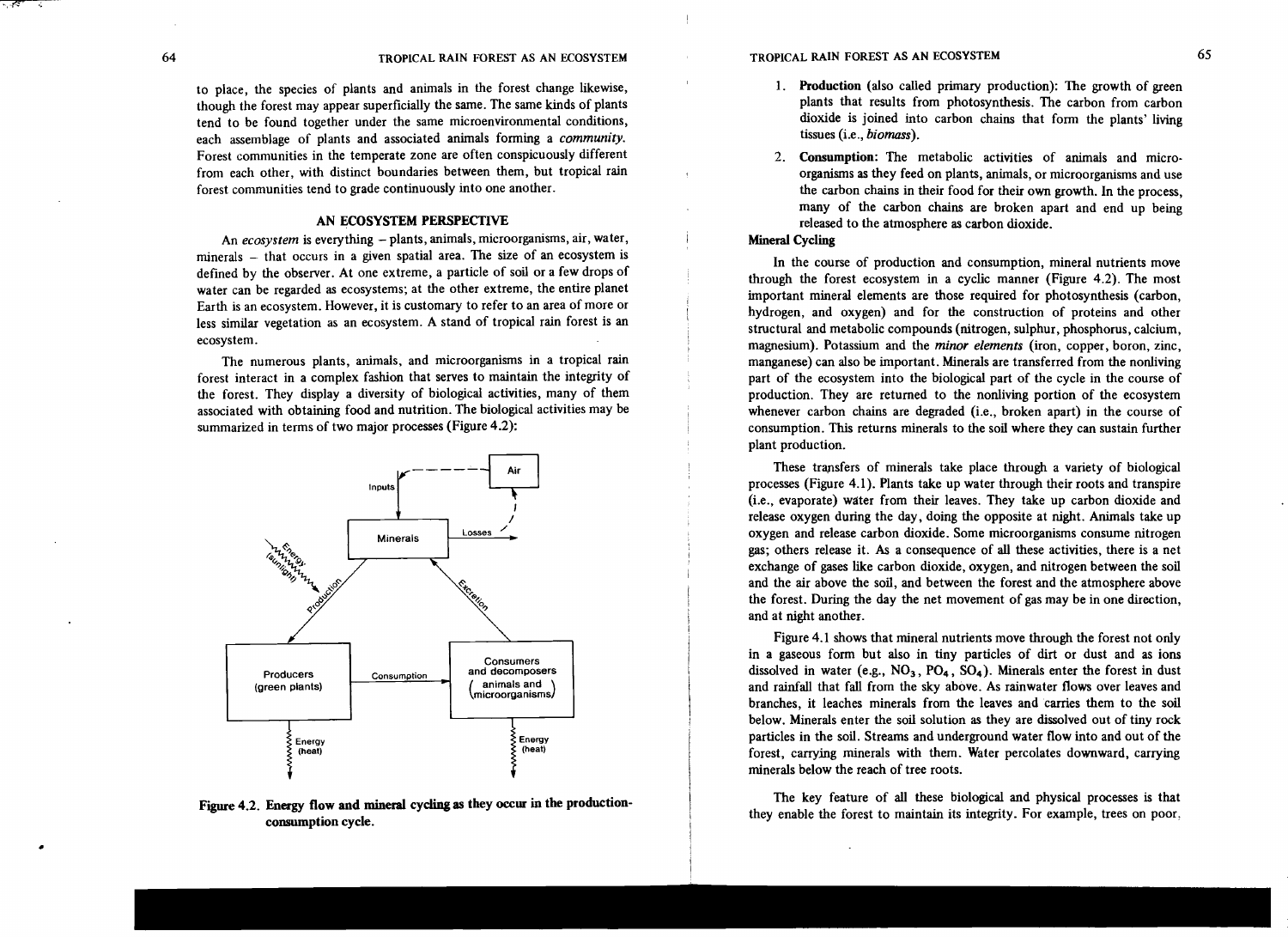to place, the species of plants and animals in the forest change likewise, though the forest may appear superficially the same. The same kinds of plants tend to be found together under the same microenvironmental conditions, each assemblage of plants and associated animals forming a *community*. Forest communities in the temperate zone are often conspicuously different from each other, with distinct boundaries between them, but tropical rain forest communities tend to grade continuously into one another.

## AN ECOSYSTEM PERSPECTIVE

An *ecosystem* is everything – plants, animals, microorganisms, air, water, minerals – that occurs in a given spatial area. The size of an ecosystem is defined by the observer. At one extreme, a particle of soil or a few drops of water can be regarded as ecosystems; at the other extreme, the entire planet Earth is an ecosystem. However, it is customary to refer to an area of more or less similar vegetation as an ecosystem. A stand of tropical rain forest is an ecosystem.

The numerous plants, animals, and microorganisms in a tropical rain forest interact in a complex fashion that serves to maintain the integrity of the forest. They display a diversity of biological activities, many of them associated with obtaining food and nutrition. The biological activities may be summarized in terms of two major processes (Figure 4.2):

**Figure 4.2. Energy flow and mineral cycling as they occur in the production-consumption cycle.**

1. **Production** (also called primary production): The growth of green plants that results from photosynthesis. The carbon from carbon dioxide is joined into carbon chains that form the plants' living tissues (i.e., *biomass*).
2. **Consumption:** The metabolic activities of animals and microorganisms as they feed on plants, animals, or microorganisms and use the carbon chains in their food for their own growth. In the process, many of the carbon chains are broken apart and end up being released to the atmosphere as carbon dioxide.

### Mineral Cycling

In the course of production and consumption, mineral nutrients move through the forest ecosystem in a cyclic manner (Figure 4.2). The most important mineral elements are those required for photosynthesis (carbon, hydrogen, and oxygen) and for the construction of proteins and other structural and metabolic compounds (nitrogen, sulphur, phosphorus, calcium, magnesium). Potassium and the ***minor elements*** (iron, copper, boron, zinc, manganese) can also be important. Minerals are transferred from the nonliving part of the ecosystem into the biological part of the cycle in the course of production. They are returned to the nonliving portion of the ecosystem whenever carbon chains are degraded (i.e., broken apart) in the course of consumption. This returns minerals to the soil where they can sustain further plant production.

These transfers of minerals take place through a variety of biological processes (Figure 4.1). Plants take up water through their roots and transpire (i.e., evaporate) water from their leaves. They take up carbon dioxide and release oxygen during the day, doing the opposite at night. Animals take up oxygen and release carbon dioxide. Some microorganisms consume nitrogen gas; others release it. As a consequence of all these activities, there is a net exchange of gases like carbon dioxide, oxygen, and nitrogen between the soil and the air above the soil, and between the forest and the atmosphere above the forest. During the day the net movement of gas may be in one direction, and at night another.

Figure 4.1 shows that mineral nutrients move through the forest not only in a gaseous form but also in tiny particles of dirt or dust and as ions dissolved in water (e.g., $NO_3$, $PO_4$, $SO_4$). Minerals enter the forest in dust and rainfall that fall from the sky above. As rainwater flows over leaves and branches, it leaches minerals from the leaves and carries them to the soil below. Minerals enter the soil solution as they are dissolved out of tiny rock particles in the soil. Streams and underground water flow into and out of the forest, carrying minerals with them. Water percolates downward, carrying minerals below the reach of tree roots.

The key feature of all these biological and physical processes is that they enable the forest to maintain its integrity. For example, trees on poor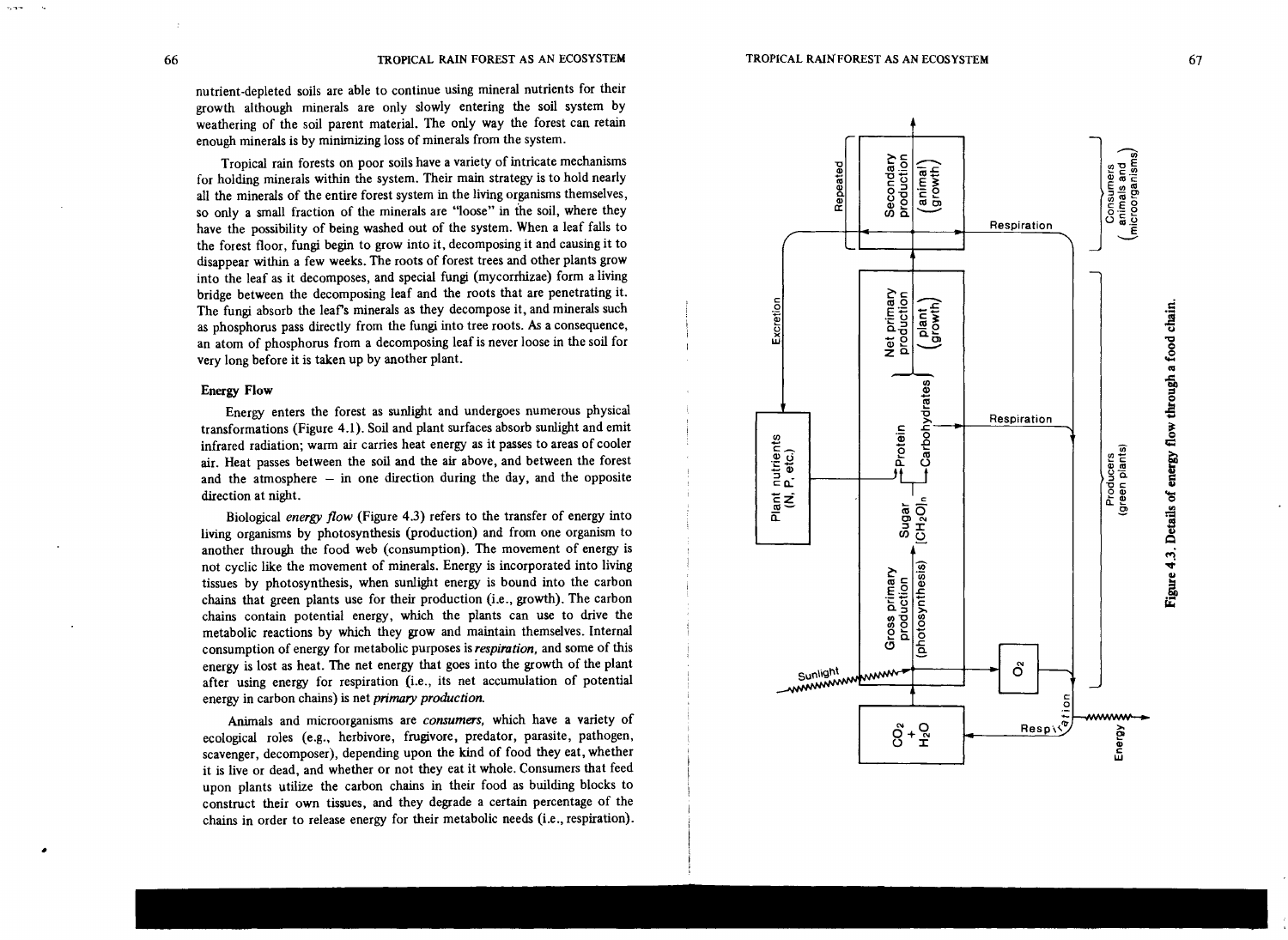nutrient-depleted soils are able to continue using mineral nutrients for their growth although minerals are only slowly entering the soil system by weathering of the soil parent material. The only way the forest can retain enough minerals is by minimizing loss of minerals from the system.

Tropical rain forests on poor soils have a variety of intricate mechanisms for holding minerals within the system. Their main strategy is to hold nearly all the minerals of the entire forest system in the living organisms themselves, so only a small fraction of the minerals are "loose" in the soil, where they have the possibility of being washed out of the system. When a leaf falls to the forest floor, fungi begin to grow into it, decomposing it and causing it to disappear within a few weeks. The roots of forest trees and other plants grow into the leaf as it decomposes, and special fungi (mycorrhizae) form a living bridge between the decomposing leaf and the roots that are penetrating it. The fungi absorb the leaf's minerals as they decompose it, and minerals such as phosphorus pass directly from the fungi into tree roots. As a consequence, an atom of phosphorus from a decomposing leaf is never loose in the soil for very long before it is taken up by another plant.

### Energy Flow

Energy enters the forest as sunlight and undergoes numerous physical transformations (Figure 4.1). Soil and plant surfaces absorb sunlight and emit infrared radiation; warm air carries heat energy as it passes to areas of cooler air. Heat passes between the soil and the air above, and between the forest and the atmosphere – in one direction during the day, and the opposite direction at night.

Biological *energy flow* (Figure 4.3) refers to the transfer of energy into living organisms by photosynthesis (production) and from one organism to another through the food web (consumption). The movement of energy is not cyclic like the movement of minerals. Energy is incorporated into living tissues by photosynthesis, when sunlight energy is bound into the carbon chains that green plants use for their production (i.e., growth). The carbon chains contain potential energy, which the plants can use to drive the metabolic reactions by which they grow and maintain themselves. Internal consumption of energy for metabolic purposes is *respiration*, and some of this energy is lost as heat. The net energy that goes into the growth of the plant after using energy for respiration (i.e., its net accumulation of potential energy in carbon chains) is net *primary production.*

Animals and microorganisms are *consumers*, which have a variety of ecological roles (e.g., herbivore, frugivore, predator, parasite, pathogen, scavenger, decomposer), depending upon the kind of food they eat, whether it is live or dead, and whether or not they eat it whole. Consumers that feed upon plants utilize the carbon chains in their food as building blocks to construct their own tissues, and they degrade a certain percentage of the chains in order to release energy for their metabolic needs (i.e., respiration).

**Figure 4.3. Details of energy flow through a food chain.**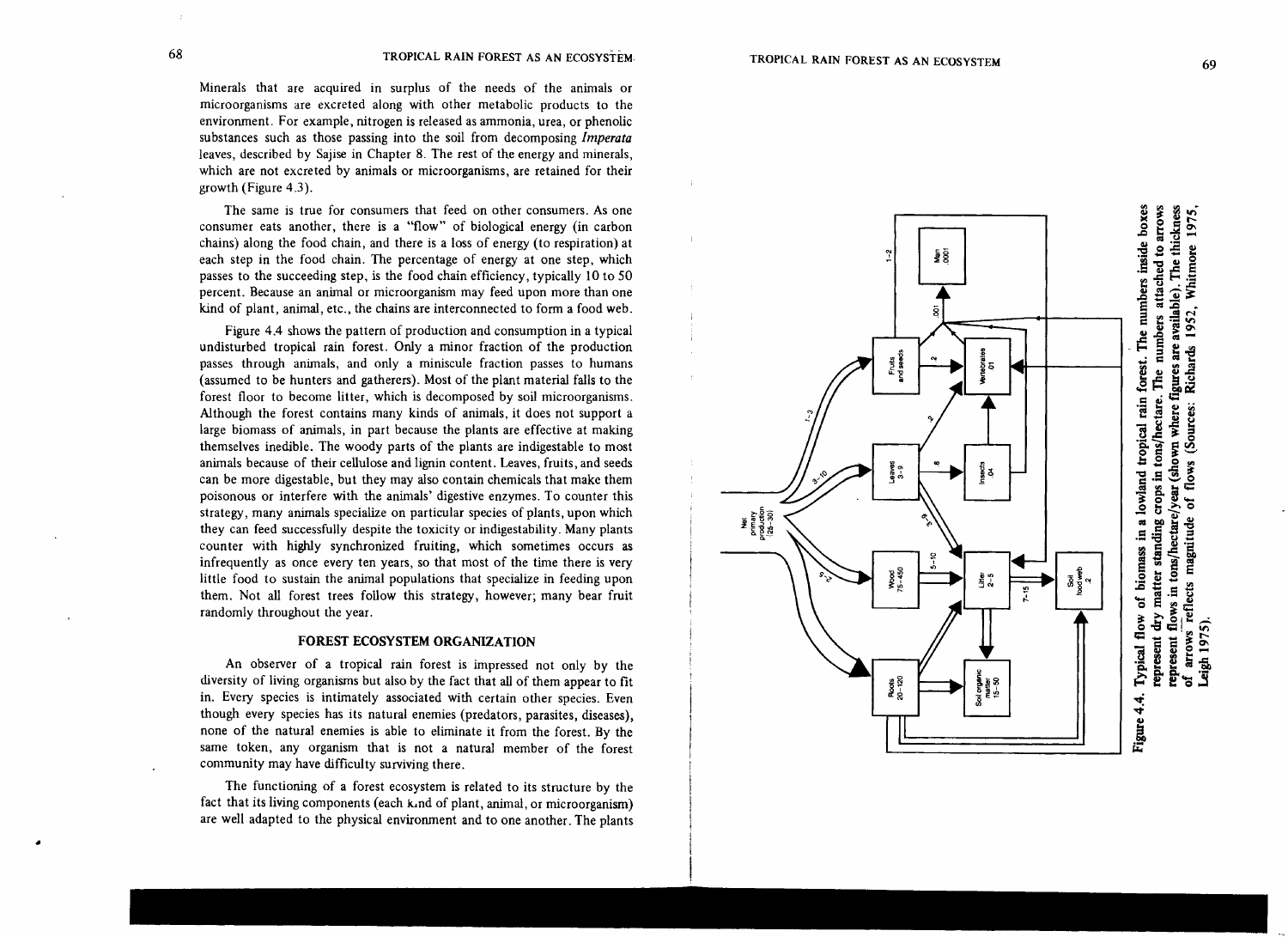Minerals that are acquired in surplus of the needs of the animals or microorganisms are excreted along with other metabolic products to the environment. For example, nitrogen is released as ammonia, urea, or phenolic substances such as those passing into the soil from decomposing *Imperata* leaves, described by Sajise in Chapter 8. The rest of the energy and minerals, which are not excreted by animals or microorganisms, are retained for their growth (Figure 4.3).

The same is true for consumers that feed on other consumers. As one consumer eats another, there is a "flow" of biological energy (in carbon chains) along the food chain, and there is a loss of energy (to respiration) at each step in the food chain. The percentage of energy at one step, which passes to the succeeding step, is the food chain efficiency, typically 10 to 50 percent. Because an animal or microorganism may feed upon more than one kind of plant, animal, etc., the chains are interconnected to form a food web.

Figure 4.4 shows the pattern of production and consumption in a typical undisturbed tropical rain forest. Only a minor fraction of the production passes through animals, and only a miniscule fraction passes to humans (assumed to be hunters and gatherers). Most of the plant material falls to the forest floor to become litter, which is decomposed by soil microorganisms. Although the forest contains many kinds of animals, it does not support a large biomass of animals, in part because the plants are effective at making themselves inedible. The woody parts of the plants are indigestable to most animals because of their cellulose and lignin content. Leaves, fruits, and seeds can be more digestable, but they may also contain chemicals that make them poisonous or interfere with the animals' digestive enzymes. To counter this strategy, many animals specialize on particular species of plants, upon which they can feed successfully despite the toxicity or indigestability. Many plants counter with highly synchronized fruiting, which sometimes occurs as infrequently as once every ten years, so that most of the time there is very little food to sustain the animal populations that specialize in feeding upon them. Not all forest trees follow this strategy, however; many bear fruit randomly throughout the year.

## FOREST ECOSYSTEM ORGANIZATION

An observer of a tropical rain forest is impressed not only by the diversity of living organisms but also by the fact that all of them appear to fit in. Every species is intimately associated with certain other species. Even though every species has its natural enemies (predators, parasites, diseases), none of the natural enemies is able to eliminate it from the forest. By the same token, any organism that is not a natural member of the forest community may have difficulty surviving there.

The functioning of a forest ecosystem is related to its structure by the fact that its living components (each kind of plant, animal, or microorganism) are well adapted to the physical environment and to one another. The plants

**Figure 4.4. Typical flow of biomass in a lowland tropical rain forest. The numbers inside boxes represent dry matter standing crops in tons/hectare. The numbers attached to arrows represent flows in tons/hectare/year (shown where figures are available). The thickness of arrows reflects magnitude of flows (Sources: Richards 1952, Whitmore 1975, Leigh 1975).**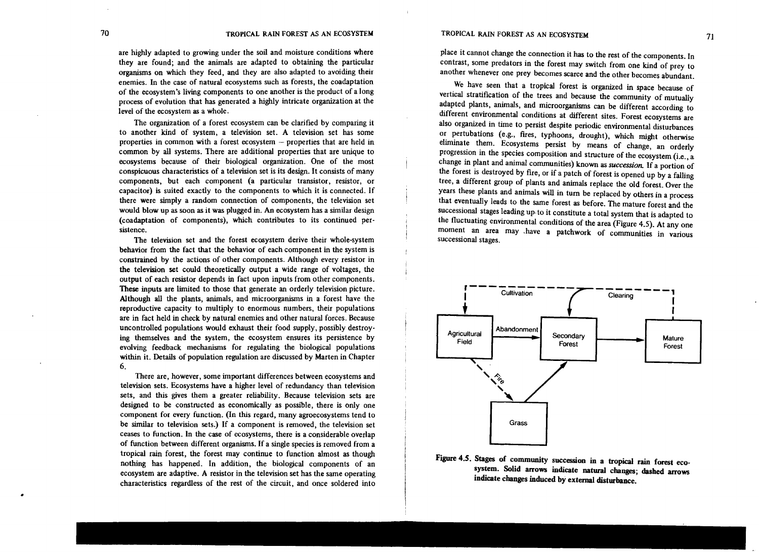are highly adapted to growing under the soil and moisture conditions where they are found; and the animals are adapted to obtaining the particular organisms on which they feed, and they are also adapted to avoiding their enemies. In the case of natural ecosystems such as forests, the coadaptation of the ecosystem's living components to one another is the product of a long process of evolution that has generated a highly intricate organization at the level of the ecosystem as a whole.

The organization of a forest ecosystem can be clarified by comparing it to another kind of system, a television set. A television set has some properties in common with a forest ecosystem – properties that are held in common by all systems. There are additional properties that are unique to ecosystems because of their biological organization. One of the most conspicuous characteristics of a television set is its design. It consists of many components, but each component (a particular transistor, resistor, or capacitor) is suited exactly to the components to which it is connected. If there were simply a random connection of components, the television set would blow up as soon as it was plugged in. An ecosystem has a similar design (coadaptation of components), which contributes to its continued persistence.

The television set and the forest ecosystem derive their whole-system behavior from the fact that the behavior of each component in the system is constrained by the actions of other components. Although every resistor in the television set could theoretically output a wide range of voltages, the output of each resistor depends in fact upon inputs from other components. These inputs are limited to those that generate an orderly television picture. Although all the plants, animals, and microorganisms in a forest have the reproductive capacity to multiply to enormous numbers, their populations are in fact held in check by natural enemies and other natural forces. Because uncontrolled populations would exhaust their food supply, possibly destroying themselves and the system, the ecosystem ensures its persistence by evolving feedback mechanisms for regulating the biological populations within it. Details of population regulation are discussed by Marten in Chapter 6.

There are, however, some important differences between ecosystems and television sets. Ecosystems have a higher level of redundancy than television sets, and this gives them a greater reliability. Because television sets are designed to be constructed as economically as possible, there is only one component for every function. (In this regard, many agroecosystems tend to be similar to television sets.) If a component is removed, the television set ceases to function. In the case of ecosystems, there is a considerable overlap of function between different organisms. If a single species is removed from a tropical rain forest, the forest may continue to function almost as though nothing has happened. In addition, the biological components of an ecosystem are adaptive. A resistor in the television set has the same operating characteristics regardless of the rest of the circuit, and once soldered into place it cannot change the connection it has to the rest of the components. In contrast, some predators in the forest may switch from one kind of prey to another whenever one prey becomes scarce and the other becomes abundant.

We have seen that a tropical forest is organized in space because of vertical stratification of the trees and because the community of mutually adapted plants, animals, and microorganisms can be different according to different environmental conditions at different sites. Forest ecosystems are also organized in time to persist despite periodic environmental disturbances or pertubations (e.g., fires, typhoons, drought), which might otherwise eliminate them. Ecosystems persist by means of change, an orderly progression in the species composition and structure of the ecosystem (i.e., a change in plant and animal communities) known as *succession.* If a portion of the forest is destroyed by fire, or if a patch of forest is opened up by a falling tree, a different group of plants and animals replace the old forest. Over the years these plants and animals will in turn be replaced by others in a process that eventually leads to the same forest as before. The mature forest and the successional stages leading up to it constitute a total system that is adapted to the fluctuating environmental conditions of the area (Figure 4.5). At any one moment an area may have a patchwork of communities in various successional stages.

**Figure 4.5. Stages of community succession in a tropical rain forest ecosystem. Solid arrows indicate natural changes; dashed arrows indicate changes induced by external disturbance.**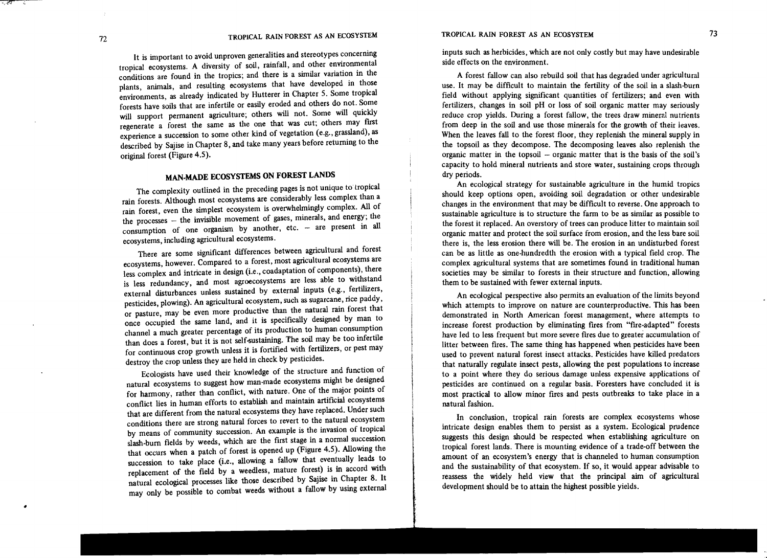It is important to avoid unproven generalities and stereotypes concerning tropical ecosystems. A diversity of soil, rainfall, and other environmental conditions are found in the tropics; and there is a similar variation in the plants, animals, and resulting ecosystems that have developed in those environments, as already indicated by Hutterer in Chapter 5. Some tropical forests have soils that are infertile or easily eroded and others do not. Some will support permanent agriculture; others will not. Some will quickly regenerate a forest the same as the one that was cut; others may first experience a succession to some other kind of vegetation (e.g., grassland), as described by Sajise in Chapter 8, and take many years before returning to the original forest (Figure 4.5).

## MAN-MADE ECOSYSTEMS ON FOREST LANDS

The complexity outlined in the preceding pages is not unique to tropical rain forests. Although most ecosystems are considerably less complex than a rain forest, even the simplest ecosystem is overwhelmingly complex. All of the processes – the invisible movement of gases, minerals, and energy; the consumption of one organism by another, etc. – are present in all ecosystems, including agricultural ecosystems.

There are some significant differences between agricultural and forest ecosystems, however. Compared to a forest, most agricultural ecosystems are less complex and intricate in design (i.e., coadaptation of components), there is less redundancy, and most agroecosystems are less able to withstand external disturbances unless sustained by external inputs (e.g., fertilizers, pesticides, plowing). An agricultural ecosystem, such as sugarcane, rice paddy, or pasture, may be even more productive than the natural rain forest that once occupied the same land, and it is specifically designed by man to channel a much greater percentage of its production to human consumption than does a forest, but it is not self-sustaining. The soil may be too infertile for continuous crop growth unless it is fortified with fertilizers, or pest may destroy the crop unless they are held in check by pesticides.

Ecologists have used their knowledge of the structure and function of natural ecosystems to suggest how man-made ecosystems might be designed for harmony, rather than conflict, with nature. One of the major points of conflict lies in human efforts to establish and maintain artificial ecosystems that are different from the natural ecosystems they have replaced. Under such conditions there are strong natural forces to revert to the natural ecosystem by means of community succession. An example is the invasion of tropical slash-burn fields by weeds, which are the first stage in a normal succession that occurs when a patch of forest is opened up (Figure 4.5). Allowing the succession to take place (i.e., allowing a fallow that eventually leads to replacement of the field by a weedless, mature forest) is in accord with natural ecological processes like those described by Sajise in Chapter 8. It may only be possible to combat weeds without a fallow by using external inputs such as herbicides, which are not only costly but may have undesirable side effects on the environment.

A forest fallow can also rebuild soil that has degraded under agricultural use. It may be difficult to maintain the fertility of the soil in a slash-burn field without applying significant quantities of fertilizers; and even with fertilizers, changes in soil pH or loss of soil organic matter may seriously reduce crop yields. During a forest fallow, the trees draw mineral nutrients from deep in the soil and use those minerals for the growth of their leaves. When the leaves fall to the forest floor, they replenish the mineral supply in the topsoil as they decompose. The decomposing leaves also replenish the organic matter in the topsoil – organic matter that is the basis of the soil's capacity to hold mineral nutrients and store water, sustaining crops through dry periods.

An ecological strategy for sustainable agriculture in the humid tropics should keep options open, avoiding soil degradation or other undesirable changes in the environment that may be difficult to reverse. One approach to sustainable agriculture is to structure the farm to be as similar as possible to the forest it replaced. An overstory of trees can produce litter to maintain soil organic matter and protect the soil surface from erosion, and the less bare soil there is, the less erosion there will be. The erosion in an undisturbed forest can be as little as one-hundredth the erosion with a typical field crop. The complex agricultural systems that are sometimes found in traditional human societies may be similar to forests in their structure and function, allowing them to be sustained with fewer external inputs.

An ecological perspective also permits an evaluation of the limits beyond which attempts to improve on nature are counterproductive. This has been demonstrated in North American forest management, where attempts to increase forest production by eliminating fires from "fire-adapted" forests have led to less frequent but more severe fires due to greater accumulation of litter between fires. The same thing has happened when pesticides have been used to prevent natural forest insect attacks. Pesticides have killed predators that naturally regulate insect pests, allowing the pest populations to increase to a point where they do serious damage unless expensive applications of pesticides are continued on a regular basis. Foresters have concluded it is most practical to allow minor fires and pests outbreaks to take place in a natural fashion.

In conclusion, tropical rain forests are complex ecosystems whose intricate design enables them to persist as a system. Ecological prudence suggests this design should be respected when establishing agriculture on tropical forest lands. There is mounting evidence of a trade-off between the amount of an ecosystem's energy that is channeled to human consumption and the sustainability of that ecosystem. If so, it would appear advisable to reassess the widely held view that the principal aim of agricultural development should be to attain the highest possible yields.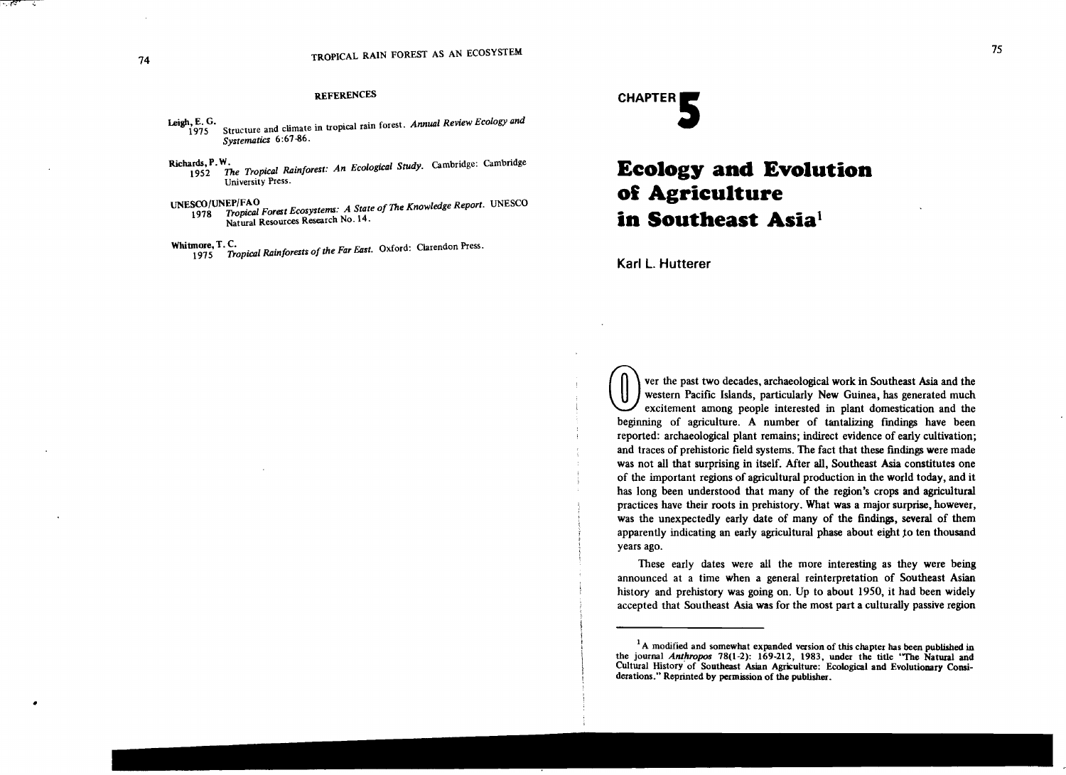## REFERENCES

Leigh, E. G.
1975 Structure and climate in tropical rain forest. *Annual Review Ecology and Systematics* 6:67-86.

Richards, P. W.
1952 *The Tropical Rainforest: An Ecological Study.* Cambridge: Cambridge University Press.

UNESCO/UNEP/FAO
1978 *Tropical Forest Ecosystems: A State of The Knowledge Report.* UNESCO Natural Resources Research No. 14.

Whitmore, T. C.
1975 *Tropical Rainforests of the Far East.* Oxford: Clarendon Press.

CHAPTER 5

# Ecology and Evolution of Agriculture in Southeast Asia[1]

Karl L. Hutterer

Over the past two decades, archaeological work in Southeast Asia and the western Pacific Islands, particularly New Guinea, has generated much excitement among people interested in plant domestication and the beginning of agriculture. A number of tantalizing findings have been reported: archaeological plant remains; indirect evidence of early cultivation; and traces of prehistoric field systems. The fact that these findings were made was not all that surprising in itself. After all, Southeast Asia constitutes one of the important regions of agricultural production in the world today, and it has long been understood that many of the region's crops and agricultural practices have their roots in prehistory. What was a major surprise, however, was the unexpectedly early date of many of the findings, several of them apparently indicating an early agricultural phase about eight to ten thousand years ago.

These early dates were all the more interesting as they were being announced at a time when a general reinterpretation of Southeast Asian history and prehistory was going on. Up to about 1950, it had been widely accepted that Southeast Asia was for the most part a culturally passive region

[1] A modified and somewhat expanded version of this chapter has been published in the journal *Anthropos* 78(1-2): 169-212, 1983, under the title "The Natural and Cultural History of Southeast Asian Agriculture: Ecological and Evolutionary Considerations." Reprinted by permission of the publisher.